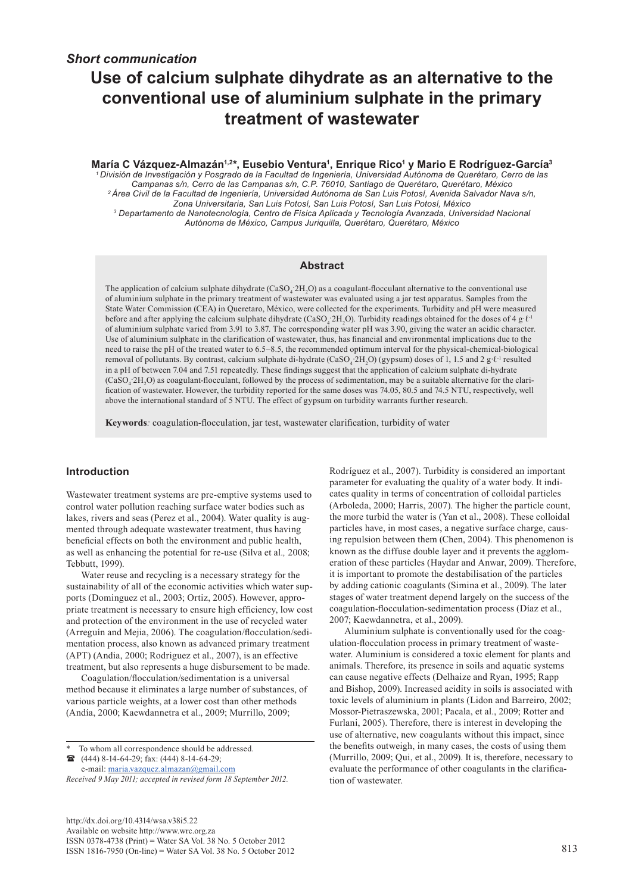*Short communication*

# Use of calcium sulphate dihydrate as an alternative to the conventional use of aluminium sulphate in the primary treatment of wastewater

**María C Vázquez-Almazán[1,2]\*, Eusebio Ventura[1], Enrique Rico[1] y Mario E Rodríguez-García[3]**

*[1] División de Investigación y Posgrado de la Facultad de Ingeniería, Universidad Autónoma de Querétaro, Cerro de las Campanas s/n, Cerro de las Campanas s/n, C.P. 76010, Santiago de Querétaro, Querétaro, México*
*[2] Área Civil de la Facultad de Ingeniería, Universidad Autónoma de San Luis Potosí, Avenida Salvador Nava s/n, Zona Universitaria, San Luis Potosí, San Luis Potosí, México*
*[3] Departamento de Nanotecnología, Centro de Física Aplicada y Tecnología Avanzada, Universidad Nacional Autónoma de México, Campus Juriquilla, Querétaro, Querétaro, México*

## Abstract

The application of calcium sulphate dihydrate ($CaSO_4{\cdot}2H_2O$) as a coagulant-flocculant alternative to the conventional use of aluminium sulphate in the primary treatment of wastewater was evaluated using a jar test apparatus. Samples from the State Water Commission (CEA) in Queretaro, México, were collected for the experiments. Turbidity and pH were measured before and after applying the calcium sulphate dihydrate ($CaSO_4{\cdot}2H_2O$). Turbidity readings obtained for the doses of 4 g·ℓ⁻¹ of aluminium sulphate varied from 3.91 to 3.87. The corresponding water pH was 3.90, giving the water an acidic character. Use of aluminium sulphate in the clarification of wastewater, thus, has financial and environmental implications due to the need to raise the pH of the treated water to 6.5–8.5, the recommended optimum interval for the physical-chemical-biological removal of pollutants. By contrast, calcium sulphate di-hydrate ($CaSO_4{\cdot}2H_2O$) (gypsum) doses of 1, 1.5 and 2 g·ℓ⁻¹ resulted in a pH of between 7.04 and 7.51 repeatedly. These findings suggest that the application of calcium sulphate di-hydrate ($CaSO_4{\cdot}2H_2O$) as coagulant-flocculant, followed by the process of sedimentation, may be a suitable alternative for the clarification of wastewater. However, the turbidity reported for the same doses was 74.05, 80.5 and 74.5 NTU, respectively, well above the international standard of 5 NTU. The effect of gypsum on turbidity warrants further research.

**Keywords***:* coagulation-flocculation, jar test, wastewater clarification, turbidity of water

## Introduction

Wastewater treatment systems are pre-emptive systems used to control water pollution reaching surface water bodies such as lakes, rivers and seas (Perez et al., 2004). Water quality is augmented through adequate wastewater treatment, thus having beneficial effects on both the environment and public health, as well as enhancing the potential for re-use (Silva et al*.,* 2008; Tebbutt, 1999).

Water reuse and recycling is a necessary strategy for the sustainability of all of the economic activities which water supports (Dominguez et al., 2003; Ortiz, 2005). However, appropriate treatment is necessary to ensure high efficiency, low cost and protection of the environment in the use of recycled water (Arreguín and Mejia, 2006). The coagulation/flocculation/sedimentation process, also known as advanced primary treatment (APT) (Andia, 2000; Rodriguez et al., 2007), is an effective treatment, but also represents a huge disbursement to be made.

Coagulation/flocculation/sedimentation is a universal method because it eliminates a large number of substances, of various particle weights, at a lower cost than other methods (Andía, 2000; Kaewdannetra et al., 2009; Murrillo, 2009; Rodríguez et al., 2007). Turbidity is considered an important parameter for evaluating the quality of a water body. It indicates quality in terms of concentration of colloidal particles (Arboleda, 2000; Harris, 2007). The higher the particle count, the more turbid the water is (Yan et al., 2008). These colloidal particles have, in most cases, a negative surface charge, causing repulsion between them (Chen, 2004). This phenomenon is known as the diffuse double layer and it prevents the agglomeration of these particles (Haydar and Anwar, 2009). Therefore, it is important to promote the destabilisation of the particles by adding cationic coagulants (Simina et al., 2009). The later stages of water treatment depend largely on the success of the coagulation-flocculation-sedimentation process (Díaz et al., 2007; Kaewdannetra, et al., 2009).

Aluminium sulphate is conventionally used for the coagulation-flocculation process in primary treatment of wastewater. Aluminium is considered a toxic element for plants and animals. Therefore, its presence in soils and aquatic systems can cause negative effects (Delhaize and Ryan, 1995; Rapp and Bishop, 2009). Increased acidity in soils is associated with toxic levels of aluminium in plants (Lidon and Barreiro, 2002; Mossor-Pietraszewska, 2001; Pacala, et al., 2009; Rotter and Furlani, 2005). Therefore, there is interest in developing the use of alternative, new coagulants without this impact, since the benefits outweigh, in many cases, the costs of using them (Murrillo, 2009; Qui, et al., 2009). It is, therefore, necessary to evaluate the performance of other coagulants in the clarification of wastewater.

\* To whom all correspondence should be addressed.
☎ (444) 8-14-64-29; fax: (444) 8-14-64-29;
e-mail: maria.vazquez.almazan@gmail.com
*Received 9 May 2011; accepted in revised form 18 September 2012.*

http://dx.doi.org/10.4314/wsa.v38i5.22
Available on website http://www.wrc.org.za
ISSN 0378-4738 (Print) = Water SA Vol. 38 No. 5 October 2012
ISSN 1816-7950 (On-line) = Water SA Vol. 38 No. 5 October 2012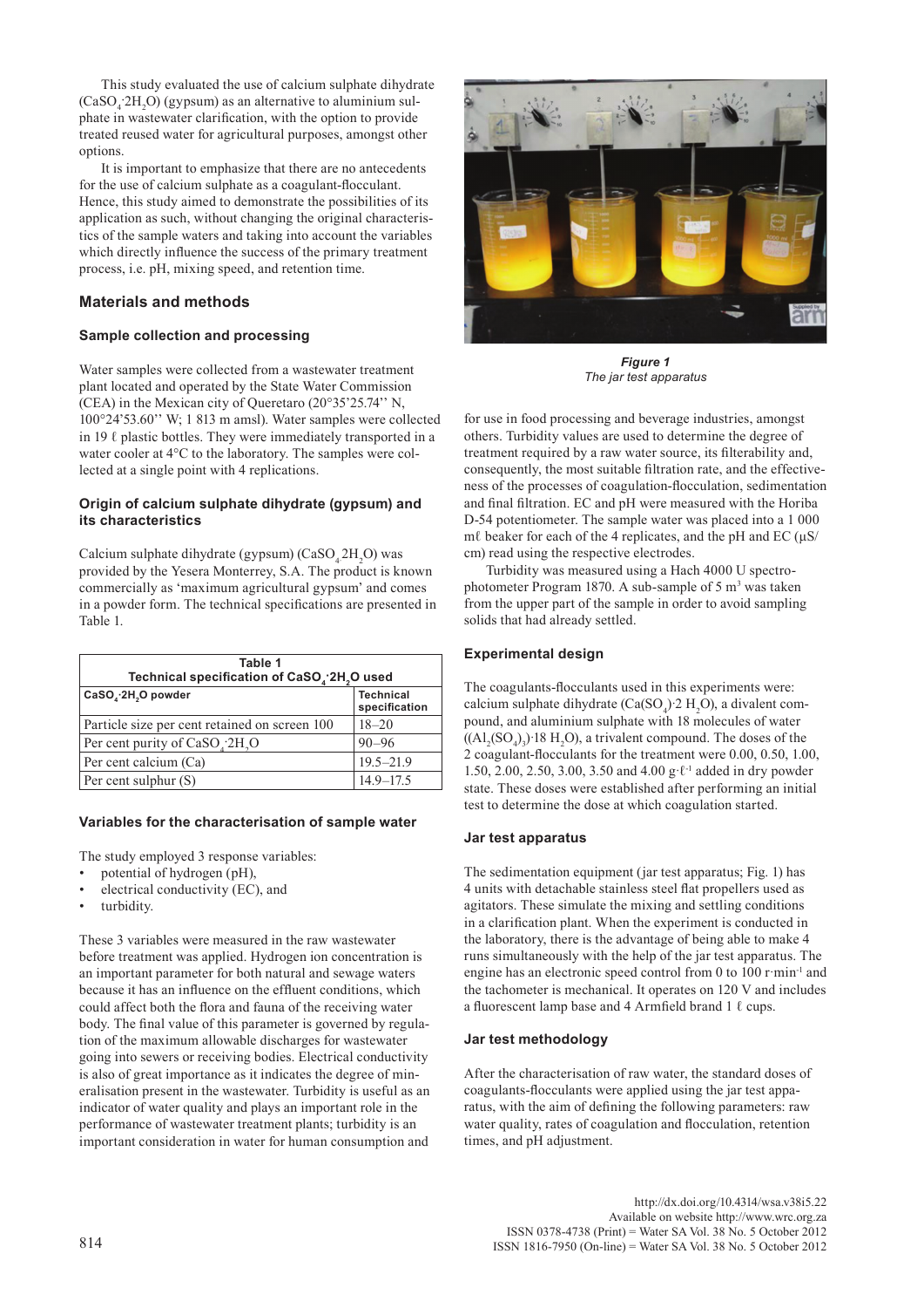This study evaluated the use of calcium sulphate dihydrate ($CaSO_4{\cdot}2H_2O$) (gypsum) as an alternative to aluminium sulphate in wastewater clarification, with the option to provide treated reused water for agricultural purposes, amongst other options.

It is important to emphasize that there are no antecedents for the use of calcium sulphate as a coagulant-flocculant. Hence, this study aimed to demonstrate the possibilities of its application as such, without changing the original characteristics of the sample waters and taking into account the variables which directly influence the success of the primary treatment process, i.e. pH, mixing speed, and retention time.

## Materials and methods

### Sample collection and processing

Water samples were collected from a wastewater treatment plant located and operated by the State Water Commission (CEA) in the Mexican city of Queretaro (20°35'25.74'' N, 100°24'53.60'' W; 1 813 m amsl). Water samples were collected in 19 ℓ plastic bottles. They were immediately transported in a water cooler at 4°C to the laboratory. The samples were collected at a single point with 4 replications.

### Origin of calcium sulphate dihydrate (gypsum) and its characteristics

Calcium sulphate dihydrate (gypsum) ($CaSO_4\,2H_2O$) was provided by the Yesera Monterrey, S.A. The product is known commercially as 'maximum agricultural gypsum' and comes in a powder form. The technical specifications are presented in Table 1.

**Table 1**
**Technical specification of $CaSO_4{\cdot}2H_2O$ used**

| $CaSO_4{\cdot}2H_2O$ powder | Technical specification |
|---|---|
| Particle size per cent retained on screen 100 | 18–20 |
| Per cent purity of $CaSO_4{\cdot}2H_2O$ | 90–96 |
| Per cent calcium (Ca) | 19.5–21.9 |
| Per cent sulphur (S) | 14.9–17.5 |

### Variables for the characterisation of sample water

The study employed 3 response variables:

- potential of hydrogen (pH),
- electrical conductivity (EC), and
- turbidity.

These 3 variables were measured in the raw wastewater before treatment was applied. Hydrogen ion concentration is an important parameter for both natural and sewage waters because it has an influence on the effluent conditions, which could affect both the flora and fauna of the receiving water body. The final value of this parameter is governed by regulation of the maximum allowable discharges for wastewater going into sewers or receiving bodies. Electrical conductivity is also of great importance as it indicates the degree of mineralisation present in the wastewater. Turbidity is useful as an indicator of water quality and plays an important role in the performance of wastewater treatment plants; turbidity is an important consideration in water for human consumption and for use in food processing and beverage industries, amongst others. Turbidity values are used to determine the degree of treatment required by a raw water source, its filterability and, consequently, the most suitable filtration rate, and the effectiveness of the processes of coagulation-flocculation, sedimentation and final filtration. EC and pH were measured with the Horiba D-54 potentiometer. The sample water was placed into a 1 000 mℓ beaker for each of the 4 replicates, and the pH and EC (µS/cm) read using the respective electrodes.

Turbidity was measured using a Hach 4000 U spectrophotometer Program 1870. A sub-sample of 5 $m^3$ was taken from the upper part of the sample in order to avoid sampling solids that had already settled.

*Figure 1*
*The jar test apparatus*

### Experimental design

The coagulants-flocculants used in this experiments were: calcium sulphate dihydrate ($Ca(SO_4){\cdot}2\,H_2O$), a divalent compound, and aluminium sulphate with 18 molecules of water ($(Al_2(SO_4)_3){\cdot}18\,H_2O$), a trivalent compound. The doses of the 2 coagulant-flocculants for the treatment were 0.00, 0.50, 1.00, 1.50, 2.00, 2.50, 3.00, 3.50 and 4.00 $g{\cdot}\ell^{-1}$ added in dry powder state. These doses were established after performing an initial test to determine the dose at which coagulation started.

### Jar test apparatus

The sedimentation equipment (jar test apparatus; Fig. 1) has 4 units with detachable stainless steel flat propellers used as agitators. These simulate the mixing and settling conditions in a clarification plant. When the experiment is conducted in the laboratory, there is the advantage of being able to make 4 runs simultaneously with the help of the jar test apparatus. The engine has an electronic speed control from 0 to 100 $r{\cdot}min^{-1}$ and the tachometer is mechanical. It operates on 120 V and includes a fluorescent lamp base and 4 Armfield brand 1 ℓ cups.

### Jar test methodology

After the characterisation of raw water, the standard doses of coagulants-flocculants were applied using the jar test apparatus, with the aim of defining the following parameters: raw water quality, rates of coagulation and flocculation, retention times, and pH adjustment.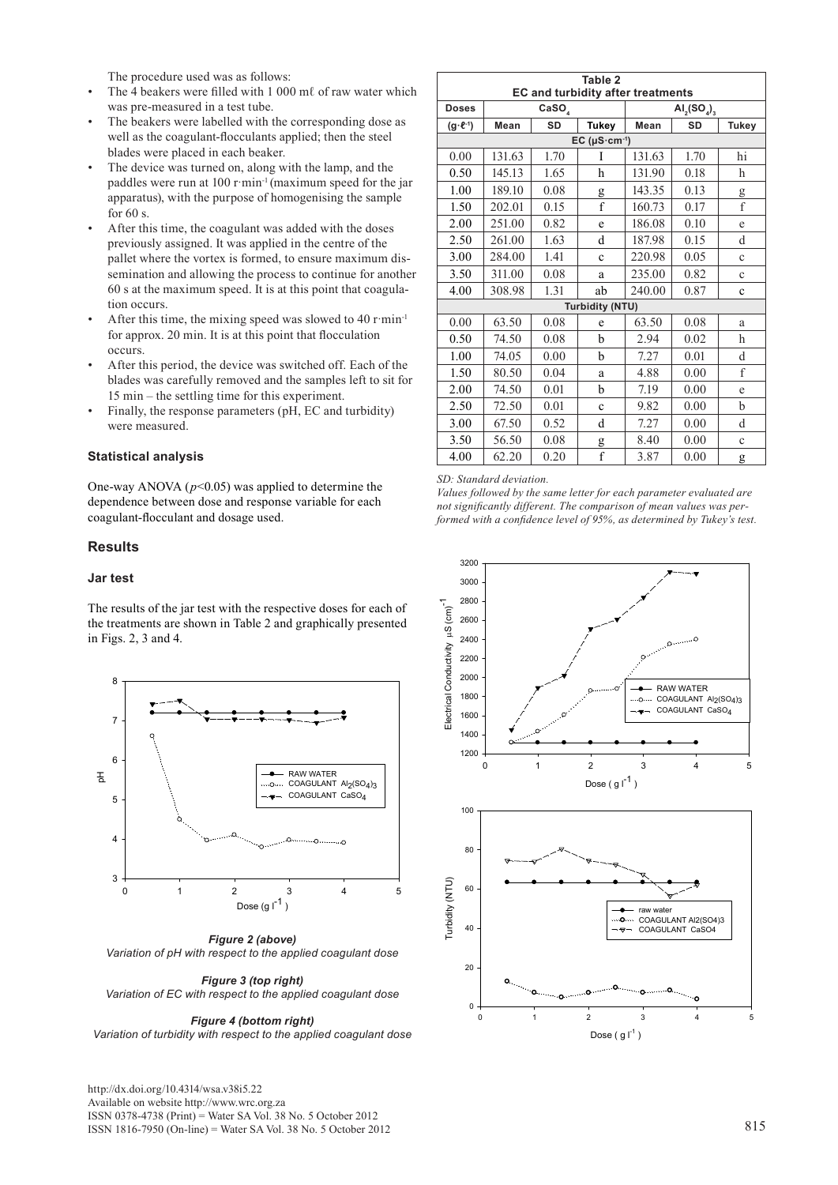The procedure used was as follows:

- The 4 beakers were filled with 1 000 mℓ of raw water which was pre-measured in a test tube.
- The beakers were labelled with the corresponding dose as well as the coagulant-flocculants applied; then the steel blades were placed in each beaker.
- The device was turned on, along with the lamp, and the paddles were run at 100 r·min$^{-1}$ (maximum speed for the jar apparatus), with the purpose of homogenising the sample for 60 s.
- After this time, the coagulant was added with the doses previously assigned. It was applied in the centre of the pallet where the vortex is formed, to ensure maximum dissemination and allowing the process to continue for another 60 s at the maximum speed. It is at this point that coagulation occurs.
- After this time, the mixing speed was slowed to 40 r·min$^{-1}$ for approx. 20 min. It is at this point that flocculation occurs.
- After this period, the device was switched off. Each of the blades was carefully removed and the samples left to sit for 15 min – the settling time for this experiment.
- Finally, the response parameters (pH, EC and turbidity) were measured.

### Statistical analysis

One-way ANOVA ($p$<0.05) was applied to determine the dependence between dose and response variable for each coagulant-flocculant and dosage used.

## Results

### Jar test

The results of the jar test with the respective doses for each of the treatments are shown in Table 2 and graphically presented in Figs. 2, 3 and 4.

**Table 2**
**EC and turbidity after treatments**

| Doses | $CaSO_4$ | | | $Al_2(SO_4)_3$ | | |
|---|---|---|---|---|---|---|
| (g·ℓ$^{-1}$) | Mean | SD | Tukey | Mean | SD | Tukey |
| **EC (µS·cm$^{-1}$)** | | | | | | |
| 0.00 | 131.63 | 1.70 | I | 131.63 | 1.70 | hi |
| 0.50 | 145.13 | 1.65 | h | 131.90 | 0.18 | h |
| 1.00 | 189.10 | 0.08 | g | 143.35 | 0.13 | g |
| 1.50 | 202.01 | 0.15 | f | 160.73 | 0.17 | f |
| 2.00 | 251.00 | 0.82 | e | 186.08 | 0.10 | e |
| 2.50 | 261.00 | 1.63 | d | 187.98 | 0.15 | d |
| 3.00 | 284.00 | 1.41 | c | 220.98 | 0.05 | c |
| 3.50 | 311.00 | 0.08 | a | 235.00 | 0.82 | c |
| 4.00 | 308.98 | 1.31 | ab | 240.00 | 0.87 | c |
| **Turbidity (NTU)** | | | | | | |
| 0.00 | 63.50 | 0.08 | e | 63.50 | 0.08 | a |
| 0.50 | 74.50 | 0.08 | b | 2.94 | 0.02 | h |
| 1.00 | 74.05 | 0.00 | b | 7.27 | 0.01 | d |
| 1.50 | 80.50 | 0.04 | a | 4.88 | 0.00 | f |
| 2.00 | 74.50 | 0.01 | b | 7.19 | 0.00 | e |
| 2.50 | 72.50 | 0.01 | c | 9.82 | 0.00 | b |
| 3.00 | 67.50 | 0.52 | d | 7.27 | 0.00 | d |
| 3.50 | 56.50 | 0.08 | g | 8.40 | 0.00 | c |
| 4.00 | 62.20 | 0.20 | f | 3.87 | 0.00 | g |

*SD: Standard deviation.*
*Values followed by the same letter for each parameter evaluated are not significantly different. The comparison of mean values was performed with a confidence level of 95%, as determined by Tukey's test.*

***Figure 2 (above)***
*Variation of pH with respect to the applied coagulant dose*

***Figure 3 (top right)***
*Variation of EC with respect to the applied coagulant dose*

***Figure 4 (bottom right)***
*Variation of turbidity with respect to the applied coagulant dose*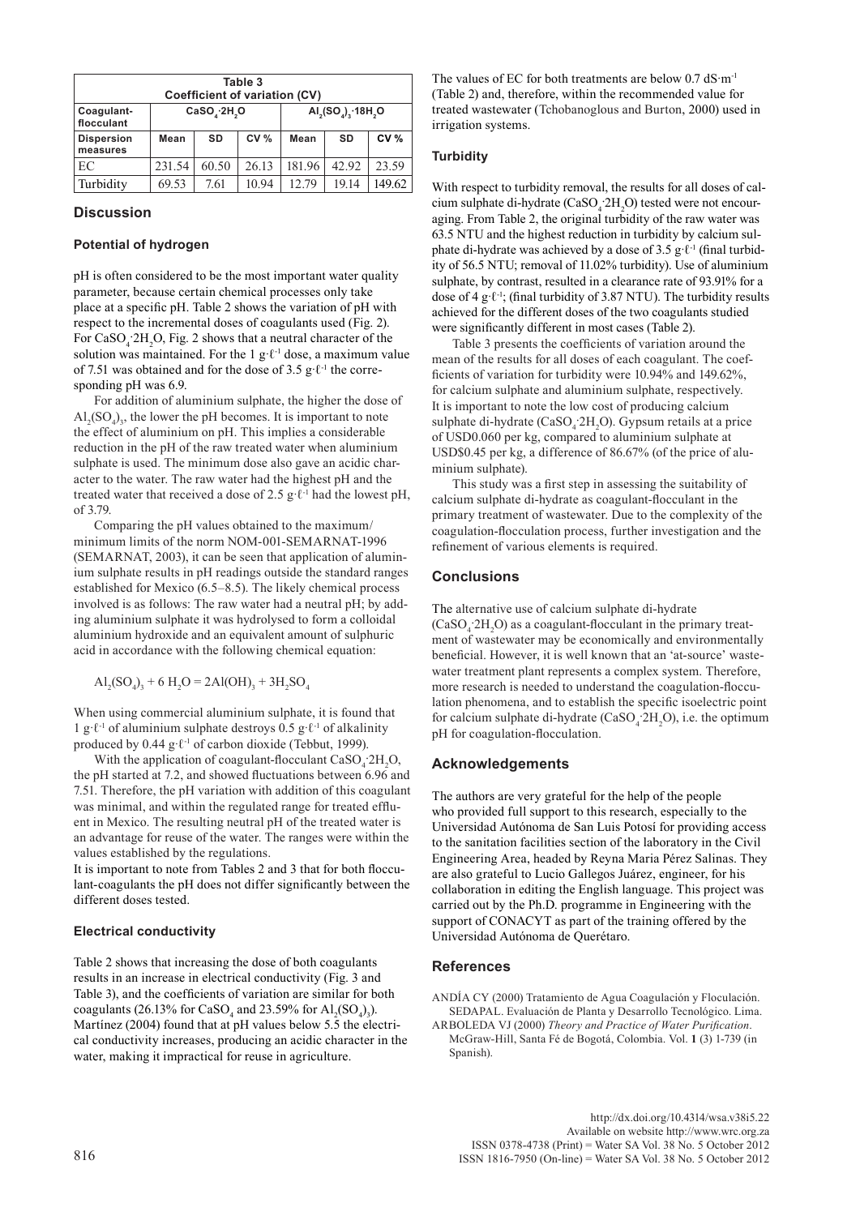| Table 3 Coefficient of variation (CV) | | | | | | |
|---|---|---|---|---|---|---|
| Coagulant-flocculant | $CaSO_4{\cdot}2H_2O$ | | | $Al_2(SO_4)_3{\cdot}18H_2O$ | | |
| Dispersion measures | Mean | SD | CV % | Mean | SD | CV % |
| EC | 231.54 | 60.50 | 26.13 | 181.96 | 42.92 | 23.59 |
| Turbidity | 69.53 | 7.61 | 10.94 | 12.79 | 19.14 | 149.62 |

## Discussion

### Potential of hydrogen

pH is often considered to be the most important water quality parameter, because certain chemical processes only take place at a specific pH. Table 2 shows the variation of pH with respect to the incremental doses of coagulants used (Fig. 2). For $CaSO_4{\cdot}2H_2O$, Fig. 2 shows that a neutral character of the solution was maintained. For the 1 g·ℓ⁻¹ dose, a maximum value of 7.51 was obtained and for the dose of 3.5 g·ℓ⁻¹ the corresponding pH was 6.9.

For addition of aluminium sulphate, the higher the dose of $Al_2(SO_4)_3$, the lower the pH becomes. It is important to note the effect of aluminium on pH. This implies a considerable reduction in the pH of the raw treated water when aluminium sulphate is used. The minimum dose also gave an acidic character to the water. The raw water had the highest pH and the treated water that received a dose of 2.5 g·ℓ⁻¹ had the lowest pH, of 3.79.

Comparing the pH values obtained to the maximum/minimum limits of the norm NOM-001-SEMARNAT-1996 (SEMARNAT, 2003), it can be seen that application of aluminium sulphate results in pH readings outside the standard ranges established for Mexico (6.5–8.5). The likely chemical process involved is as follows: The raw water had a neutral pH; by adding aluminium sulphate it was hydrolysed to form a colloidal aluminium hydroxide and an equivalent amount of sulphuric acid in accordance with the following chemical equation:

$$Al_2(SO_4)_3 + 6\ H_2O = 2Al(OH)_3 + 3H_2SO_4$$

When using commercial aluminium sulphate, it is found that 1 g·ℓ⁻¹ of aluminium sulphate destroys 0.5 g·ℓ⁻¹ of alkalinity produced by 0.44 g·ℓ⁻¹ of carbon dioxide (Tebbut, 1999).

With the application of coagulant-flocculant $CaSO_4{\cdot}2H_2O$, the pH started at 7.2, and showed fluctuations between 6.96 and 7.51. Therefore, the pH variation with addition of this coagulant was minimal, and within the regulated range for treated effluent in Mexico. The resulting neutral pH of the treated water is an advantage for reuse of the water. The ranges were within the values established by the regulations.

It is important to note from Tables 2 and 3 that for both flocculant-coagulants the pH does not differ significantly between the different doses tested.

### Electrical conductivity

Table 2 shows that increasing the dose of both coagulants results in an increase in electrical conductivity (Fig. 3 and Table 3), and the coefficients of variation are similar for both coagulants (26.13% for $CaSO_4$ and 23.59% for $Al_2(SO_4)_3$). Martínez (2004) found that at pH values below 5.5 the electrical conductivity increases, producing an acidic character in the water, making it impractical for reuse in agriculture.

The values of EC for both treatments are below 0.7 dS·m⁻¹ (Table 2) and, therefore, within the recommended value for treated wastewater (Tchobanoglous and Burton, 2000) used in irrigation systems.

### Turbidity

With respect to turbidity removal, the results for all doses of calcium sulphate di-hydrate ($CaSO_4{\cdot}2H_2O$) tested were not encouraging. From Table 2, the original turbidity of the raw water was 63.5 NTU and the highest reduction in turbidity by calcium sulphate di-hydrate was achieved by a dose of 3.5 g·ℓ⁻¹ (final turbidity of 56.5 NTU; removal of 11.02% turbidity). Use of aluminium sulphate, by contrast, resulted in a clearance rate of 93.91% for a dose of 4 g·ℓ⁻¹; (final turbidity of 3.87 NTU). The turbidity results achieved for the different doses of the two coagulants studied were significantly different in most cases (Table 2).

Table 3 presents the coefficients of variation around the mean of the results for all doses of each coagulant. The coefficients of variation for turbidity were 10.94% and 149.62%, for calcium sulphate and aluminium sulphate, respectively. It is important to note the low cost of producing calcium sulphate di-hydrate ($CaSO_4{\cdot}2H_2O$). Gypsum retails at a price of USD0.060 per kg, compared to aluminium sulphate at USD$0.45 per kg, a difference of 86.67% (of the price of aluminium sulphate).

This study was a first step in assessing the suitability of calcium sulphate di-hydrate as coagulant-flocculant in the primary treatment of wastewater. Due to the complexity of the coagulation-flocculation process, further investigation and the refinement of various elements is required.

## Conclusions

The alternative use of calcium sulphate di-hydrate ($CaSO_4{\cdot}2H_2O$) as a coagulant-flocculant in the primary treatment of wastewater may be economically and environmentally beneficial. However, it is well known that an 'at-source' wastewater treatment plant represents a complex system. Therefore, more research is needed to understand the coagulation-flocculation phenomena, and to establish the specific isoelectric point for calcium sulphate di-hydrate ($CaSO_4{\cdot}2H_2O$), i.e. the optimum pH for coagulation-flocculation.

## Acknowledgements

The authors are very grateful for the help of the people who provided full support to this research, especially to the Universidad Autónoma de San Luis Potosí for providing access to the sanitation facilities section of the laboratory in the Civil Engineering Area, headed by Reyna Maria Pérez Salinas. They are also grateful to Lucio Gallegos Juárez, engineer, for his collaboration in editing the English language. This project was carried out by the Ph.D. programme in Engineering with the support of CONACYT as part of the training offered by the Universidad Autónoma de Querétaro.

## References

ANDÍA CY (2000) Tratamiento de Agua Coagulación y Floculación. SEDAPAL. Evaluación de Planta y Desarrollo Tecnológico. Lima.

ARBOLEDA VJ (2000) *Theory and Practice of Water Purification*. McGraw-Hill, Santa Fé de Bogotá, Colombia. Vol. **1** (3) 1-739 (in Spanish).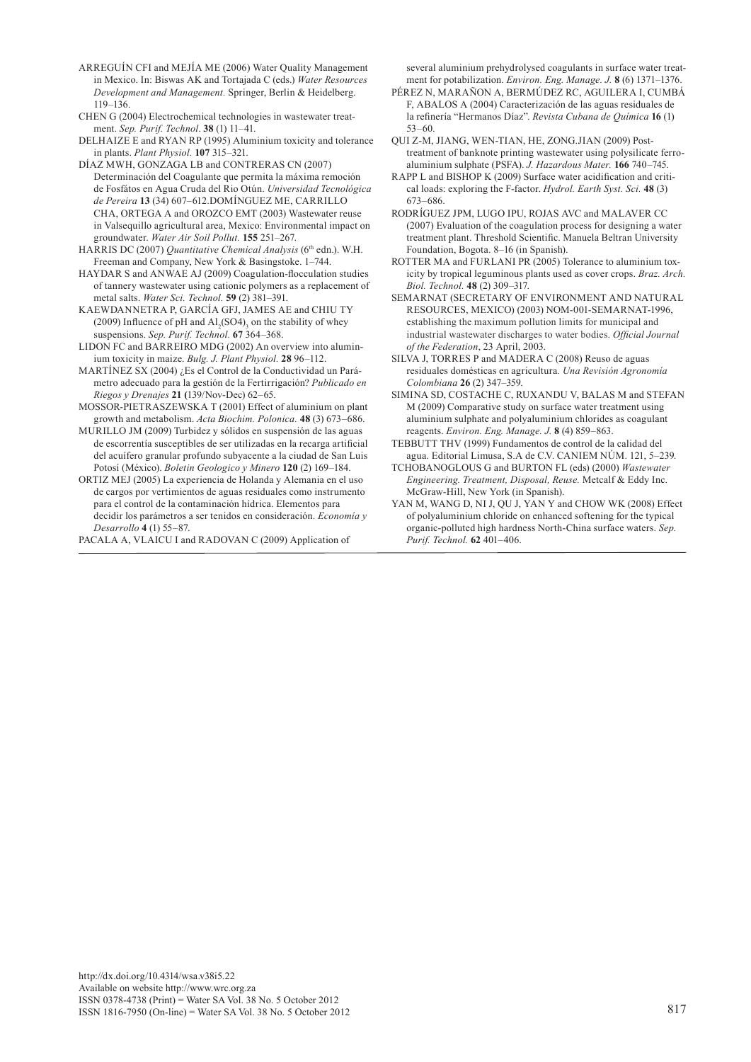ARREGUÍN CFI and MEJÍA ME (2006) Water Quality Management in Mexico. In: Biswas AK and Tortajada C (eds.) *Water Resources Development and Management.* Springer, Berlin & Heidelberg. 119–136.

CHEN G (2004) Electrochemical technologies in wastewater treatment. *Sep. Purif. Technol*. **38** (1) 11–41.

DELHAIZE E and RYAN RP (1995) Aluminium toxicity and tolerance in plants. *Plant Physiol.* **107** 315–321.

DÍAZ MWH, GONZAGA LB and CONTRERAS CN (2007) Determinación del Coagulante que permita la máxima remoción de Fosfátos en Agua Cruda del Rio Otún. *Universidad Tecnológica de Pereira* **13** (34) 607–612.DOMÍNGUEZ ME, CARRILLO CHA, ORTEGA A and OROZCO EMT (2003) Wastewater reuse in Valsequillo agricultural area, Mexico: Environmental impact on groundwater. *Water Air Soil Pollut.* **155** 251–267.

HARRIS DC (2007) *Quantitative Chemical Analysis* (6th edn.). W.H. Freeman and Company, New York & Basingstoke. 1–744.

HAYDAR S and ANWAE AJ (2009) Coagulation-flocculation studies of tannery wastewater using cationic polymers as a replacement of metal salts. *Water Sci. Technol.* **59** (2) 381–391.

KAEWDANNETRA P, GARCÍA GFJ, JAMES AE and CHIU TY (2009) Influence of pH and $Al_2(SO4)_3$ on the stability of whey suspensions. *Sep. Purif. Technol.* **67** 364–368.

LIDON FC and BARREIRO MDG (2002) An overview into aluminium toxicity in maize. *Bulg. J. Plant Physiol*. **28** 96–112.

MARTÍNEZ SX (2004) ¿Es el Control de la Conductividad un Parámetro adecuado para la gestión de la Fertirrigación? *Publicado en Riegos y Drenajes* **21 (**139/Nov-Dec) 62–65.

MOSSOR-PIETRASZEWSKA T (2001) Effect of aluminium on plant growth and metabolism. *Acta Biochim. Polonica.* **48** (3) 673–686.

MURILLO JM (2009) Turbidez y sólidos en suspensión de las aguas de escorrentía susceptibles de ser utilizadas en la recarga artificial del acuífero granular profundo subyacente a la ciudad de San Luis Potosí (México). *Boletin Geologico y Minero* **120** (2) 169–184.

ORTIZ MEJ (2005) La experiencia de Holanda y Alemania en el uso de cargos por vertimientos de aguas residuales como instrumento para el control de la contaminación hídrica. Elementos para decidir los parámetros a ser tenidos en consideración. *Economía y Desarrollo* **4** (1) 55–87.

PACALA A, VLAICU I and RADOVAN C (2009) Application of several aluminium prehydrolysed coagulants in surface water treatment for potabilization. *Environ. Eng. Manage. J.* **8** (6) 1371–1376.

PÉREZ N, MARAÑON A, BERMÚDEZ RC, AGUILERA I, CUMBÁ F, ABALOS A (2004) Caracterización de las aguas residuales de la refinería "Hermanos Díaz". *Revista Cubana de Química* **16** (1) 53–60.

QUI Z-M, JIANG, WEN-TIAN, HE, ZONG.JIAN (2009) Post-treatment of banknote printing wastewater using polysilicate ferro-aluminium sulphate (PSFA). *J. Hazardous Mater.* **166** 740–745.

RAPP L and BISHOP K (2009) Surface water acidification and critical loads: exploring the F-factor. *Hydrol. Earth Syst. Sci.* **48** (3) 673–686.

RODRÍGUEZ JPM, LUGO IPU, ROJAS AVC and MALAVER CC (2007) Evaluation of the coagulation process for designing a water treatment plant. Threshold Scientific. Manuela Beltran University Foundation, Bogota. 8–16 (in Spanish).

ROTTER MA and FURLANI PR (2005) Tolerance to aluminium toxicity by tropical leguminous plants used as cover crops. *Braz. Arch. Biol. Technol.* **48** (2) 309–317.

SEMARNAT (SECRETARY OF ENVIRONMENT AND NATURAL RESOURCES, MEXICO) (2003) NOM-001-SEMARNAT-1996, establishing the maximum pollution limits for municipal and industrial wastewater discharges to water bodies. *Official Journal of the Federation*, 23 April, 2003.

SILVA J, TORRES P and MADERA C (2008) Reuso de aguas residuales domésticas en agricultura*. Una Revisión Agronomía Colombiana* **26** (2) 347–359.

SIMINA SD, COSTACHE C, RUXANDU V, BALAS M and STEFAN M (2009) Comparative study on surface water treatment using aluminium sulphate and polyaluminium chlorides as coagulant reagents. *Environ. Eng. Manage. J.* **8** (4) 859–863.

TEBBUTT THV (1999) Fundamentos de control de la calidad del agua. Editorial Limusa, S.A de C.V. CANIEM NÚM. 121, 5–239.

TCHOBANOGLOUS G and BURTON FL (eds) (2000) *Wastewater Engineering. Treatment, Disposal, Reuse.* Metcalf & Eddy Inc. McGraw-Hill, New York (in Spanish).

YAN M, WANG D, NI J, QU J, YAN Y and CHOW WK (2008) Effect of polyaluminium chloride on enhanced softening for the typical organic-polluted high hardness North-China surface waters. *Sep. Purif. Technol.* **62** 401–406.